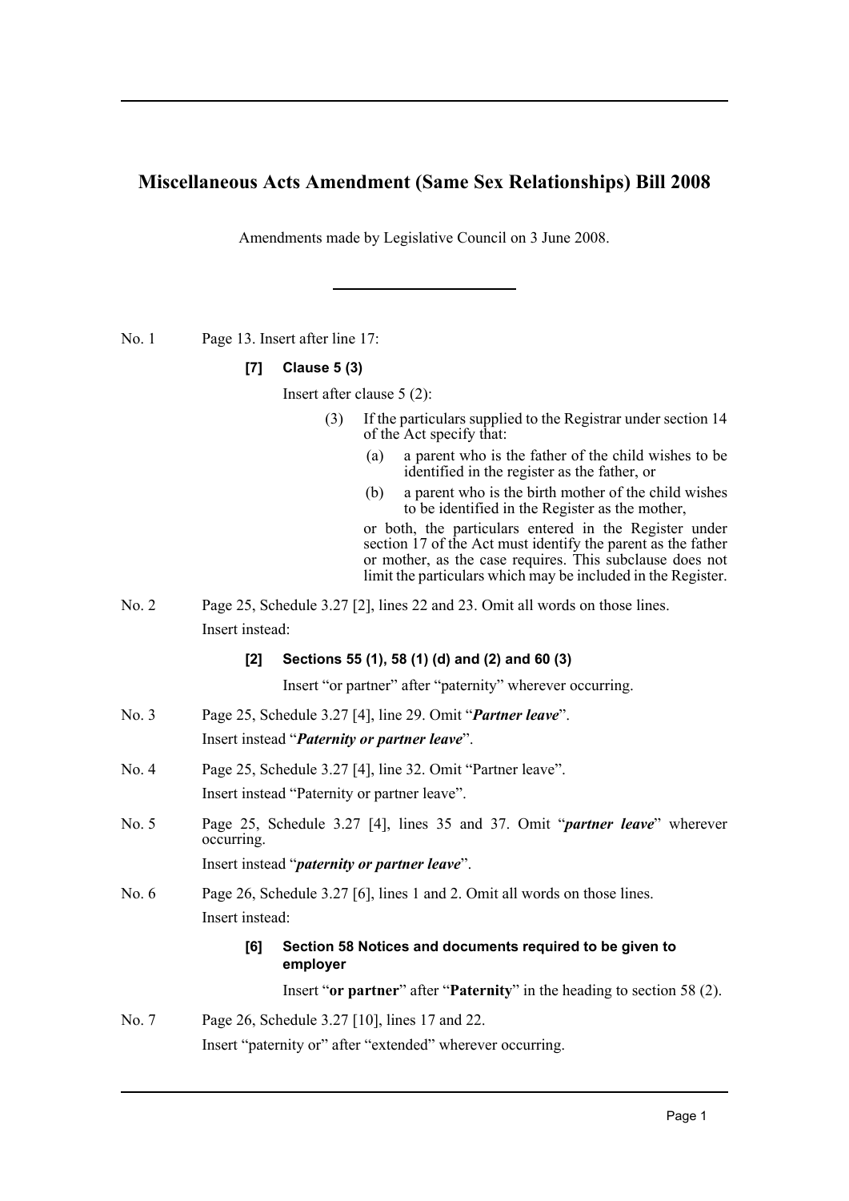# Miscellaneous Acts Amendment (Same Sex Relationships) Bill 2008

Amendments made by Legislative Council on 3 June 2008.

---

No. 1 Page 13. Insert after line 17:

**[7] Clause 5 (3)**

Insert after clause 5 (2):

(3) If the particulars supplied to the Registrar under section 14 of the Act specify that:

(a) a parent who is the father of the child wishes to be identified in the register as the father, or

(b) a parent who is the birth mother of the child wishes to be identified in the Register as the mother,

or both, the particulars entered in the Register under section 17 of the Act must identify the parent as the father or mother, as the case requires. This subclause does not limit the particulars which may be included in the Register.

No. 2 Page 25, Schedule 3.27 [2], lines 22 and 23. Omit all words on those lines.

Insert instead:

**[2] Sections 55 (1), 58 (1) (d) and (2) and 60 (3)**

Insert "or partner" after "paternity" wherever occurring.

No. 3 Page 25, Schedule 3.27 [4], line 29. Omit "***Partner leave***".

Insert instead "***Paternity or partner leave***".

No. 4 Page 25, Schedule 3.27 [4], line 32. Omit "Partner leave".

Insert instead "Paternity or partner leave".

No. 5 Page 25, Schedule 3.27 [4], lines 35 and 37. Omit "***partner leave***" wherever occurring.

Insert instead "***paternity or partner leave***".

No. 6 Page 26, Schedule 3.27 [6], lines 1 and 2. Omit all words on those lines.

Insert instead:

**[6] Section 58 Notices and documents required to be given to employer**

Insert "**or partner**" after "**Paternity**" in the heading to section 58 (2).

No. 7 Page 26, Schedule 3.27 [10], lines 17 and 22.

Insert "paternity or" after "extended" wherever occurring.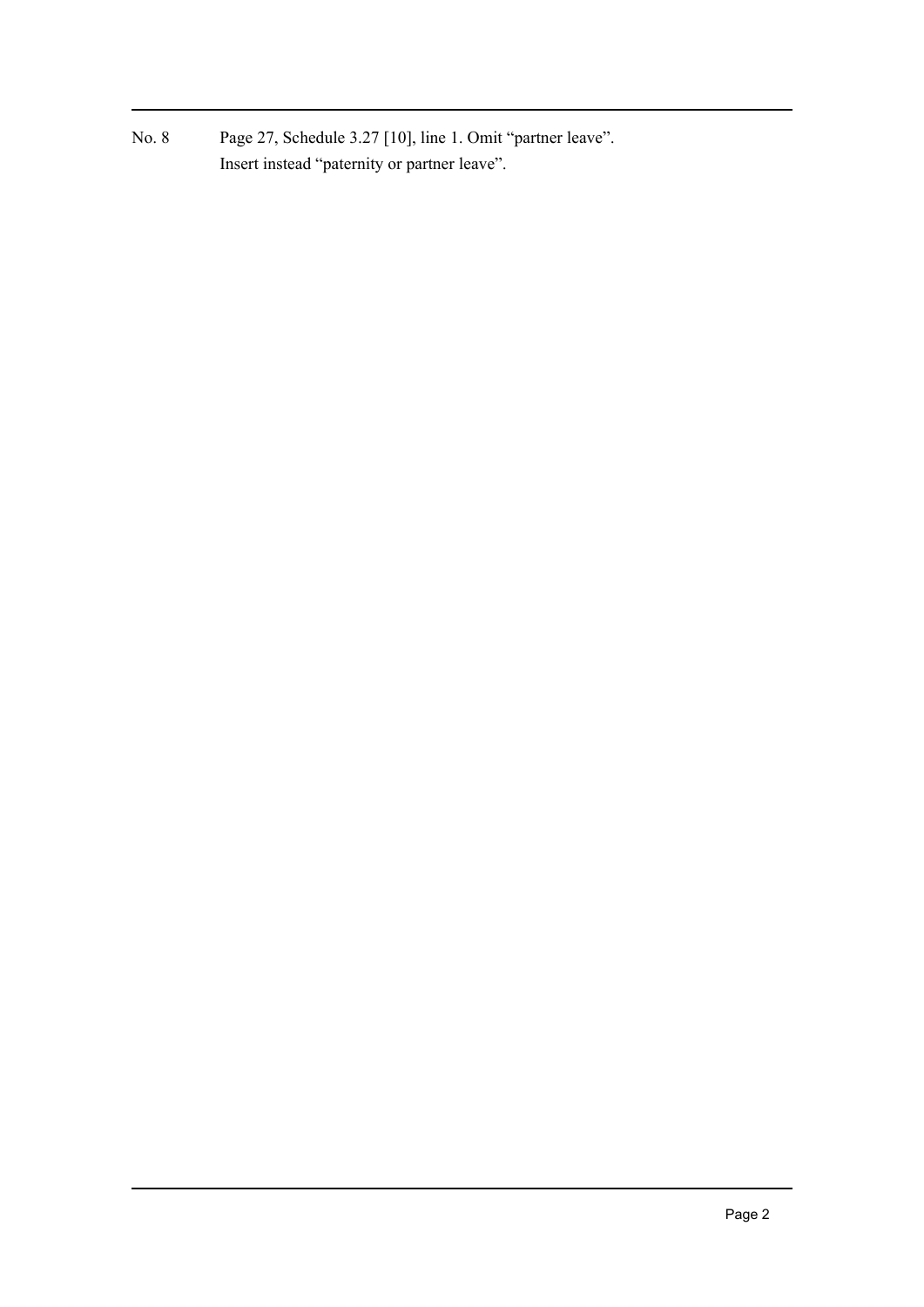No. 8 Page 27, Schedule 3.27 [10], line 1. Omit "partner leave".
Insert instead "paternity or partner leave".